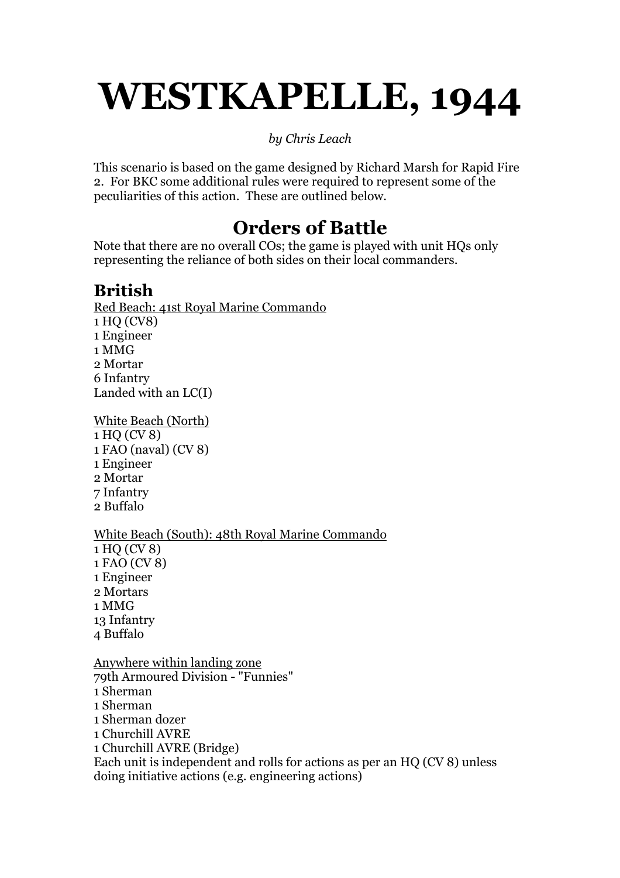# WESTKAPELLE, 1944

*by Chris Leach*

This scenario is based on the game designed by Richard Marsh for Rapid Fire 2. For BKC some additional rules were required to represent some of the peculiarities of this action. These are outlined below.

## Orders of Battle

Note that there are no overall COs; the game is played with unit HQs only representing the reliance of both sides on their local commanders.

### British

<u>Red Beach: 41st Royal Marine Commando</u>
1 HQ (CV8)
1 Engineer
1 MMG
2 Mortar
6 Infantry
Landed with an LC(I)

<u>White Beach (North)</u>
1 HQ (CV 8)
1 FAO (naval) (CV 8)
1 Engineer
2 Mortar
7 Infantry
2 Buffalo

<u>White Beach (South): 48th Royal Marine Commando</u>
1 HQ (CV 8)
1 FAO (CV 8)
1 Engineer
2 Mortars
1 MMG
13 Infantry
4 Buffalo

<u>Anywhere within landing zone</u>
79th Armoured Division - "Funnies"
1 Sherman
1 Sherman
1 Sherman dozer
1 Churchill AVRE
1 Churchill AVRE (Bridge)
Each unit is independent and rolls for actions as per an HQ (CV 8) unless doing initiative actions (e.g. engineering actions)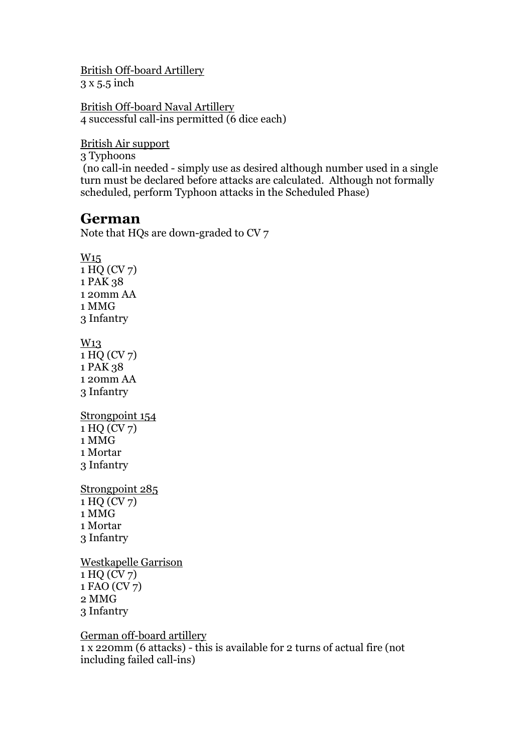British Off-board Artillery
3 x 5.5 inch

British Off-board Naval Artillery
4 successful call-ins permitted (6 dice each)

British Air support
3 Typhoons
(no call-in needed - simply use as desired although number used in a single turn must be declared before attacks are calculated. Although not formally scheduled, perform Typhoon attacks in the Scheduled Phase)

## German

Note that HQs are down-graded to CV 7

W15
1 HQ (CV 7)
1 PAK 38
1 20mm AA
1 MMG
3 Infantry

W13
1 HQ (CV 7)
1 PAK 38
1 20mm AA
3 Infantry

Strongpoint 154
1 HQ (CV 7)
1 MMG
1 Mortar
3 Infantry

Strongpoint 285
1 HQ (CV 7)
1 MMG
1 Mortar
3 Infantry

Westkapelle Garrison
1 HQ (CV 7)
1 FAO (CV 7)
2 MMG
3 Infantry

German off-board artillery
1 x 220mm (6 attacks) - this is available for 2 turns of actual fire (not including failed call-ins)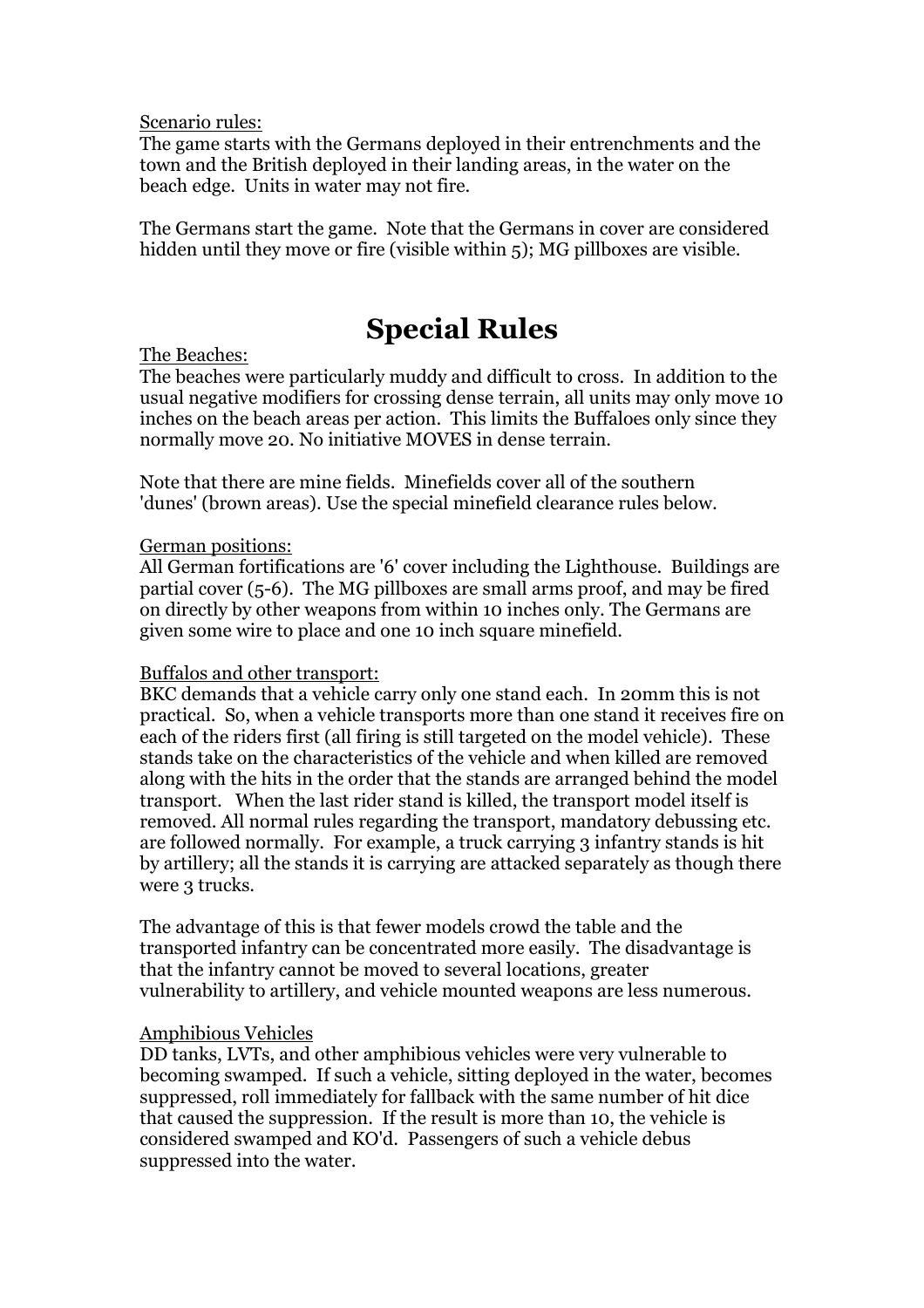Scenario rules:

The game starts with the Germans deployed in their entrenchments and the town and the British deployed in their landing areas, in the water on the beach edge. Units in water may not fire.

The Germans start the game. Note that the Germans in cover are considered hidden until they move or fire (visible within 5); MG pillboxes are visible.

# Special Rules

The Beaches:

The beaches were particularly muddy and difficult to cross. In addition to the usual negative modifiers for crossing dense terrain, all units may only move 10 inches on the beach areas per action. This limits the Buffaloes only since they normally move 20. No initiative MOVES in dense terrain.

Note that there are mine fields. Minefields cover all of the southern 'dunes' (brown areas). Use the special minefield clearance rules below.

German positions:

All German fortifications are '6' cover including the Lighthouse. Buildings are partial cover (5-6). The MG pillboxes are small arms proof, and may be fired on directly by other weapons from within 10 inches only. The Germans are given some wire to place and one 10 inch square minefield.

Buffalos and other transport:

BKC demands that a vehicle carry only one stand each. In 20mm this is not practical. So, when a vehicle transports more than one stand it receives fire on each of the riders first (all firing is still targeted on the model vehicle). These stands take on the characteristics of the vehicle and when killed are removed along with the hits in the order that the stands are arranged behind the model transport. When the last rider stand is killed, the transport model itself is removed. All normal rules regarding the transport, mandatory debussing etc. are followed normally. For example, a truck carrying 3 infantry stands is hit by artillery; all the stands it is carrying are attacked separately as though there were 3 trucks.

The advantage of this is that fewer models crowd the table and the transported infantry can be concentrated more easily. The disadvantage is that the infantry cannot be moved to several locations, greater vulnerability to artillery, and vehicle mounted weapons are less numerous.

Amphibious Vehicles

DD tanks, LVTs, and other amphibious vehicles were very vulnerable to becoming swamped. If such a vehicle, sitting deployed in the water, becomes suppressed, roll immediately for fallback with the same number of hit dice that caused the suppression. If the result is more than 10, the vehicle is considered swamped and KO'd. Passengers of such a vehicle debus suppressed into the water.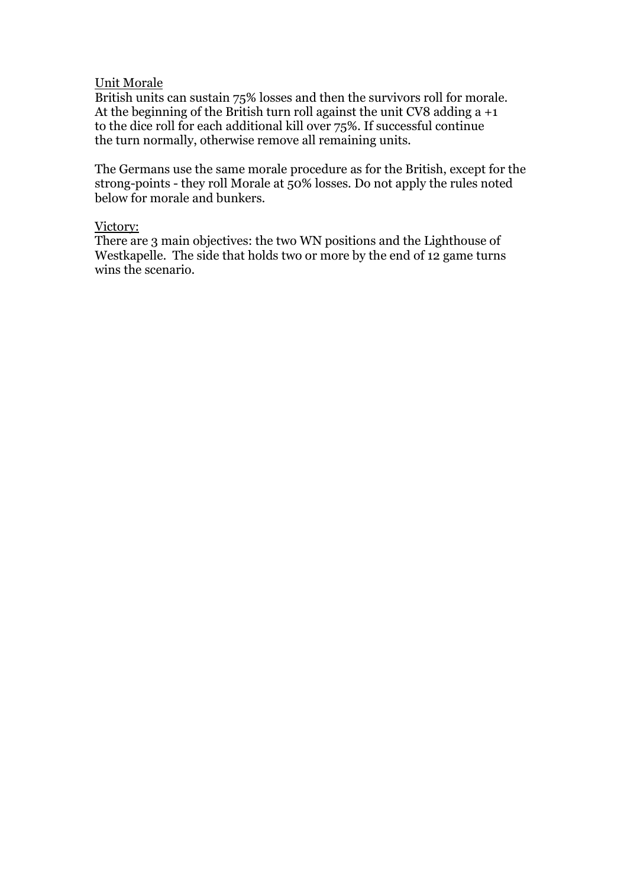Unit Morale

British units can sustain 75% losses and then the survivors roll for morale. At the beginning of the British turn roll against the unit CV8 adding a +1 to the dice roll for each additional kill over 75%. If successful continue the turn normally, otherwise remove all remaining units.

The Germans use the same morale procedure as for the British, except for the strong-points - they roll Morale at 50% losses. Do not apply the rules noted below for morale and bunkers.

Victory:

There are 3 main objectives: the two WN positions and the Lighthouse of Westkapelle. The side that holds two or more by the end of 12 game turns wins the scenario.